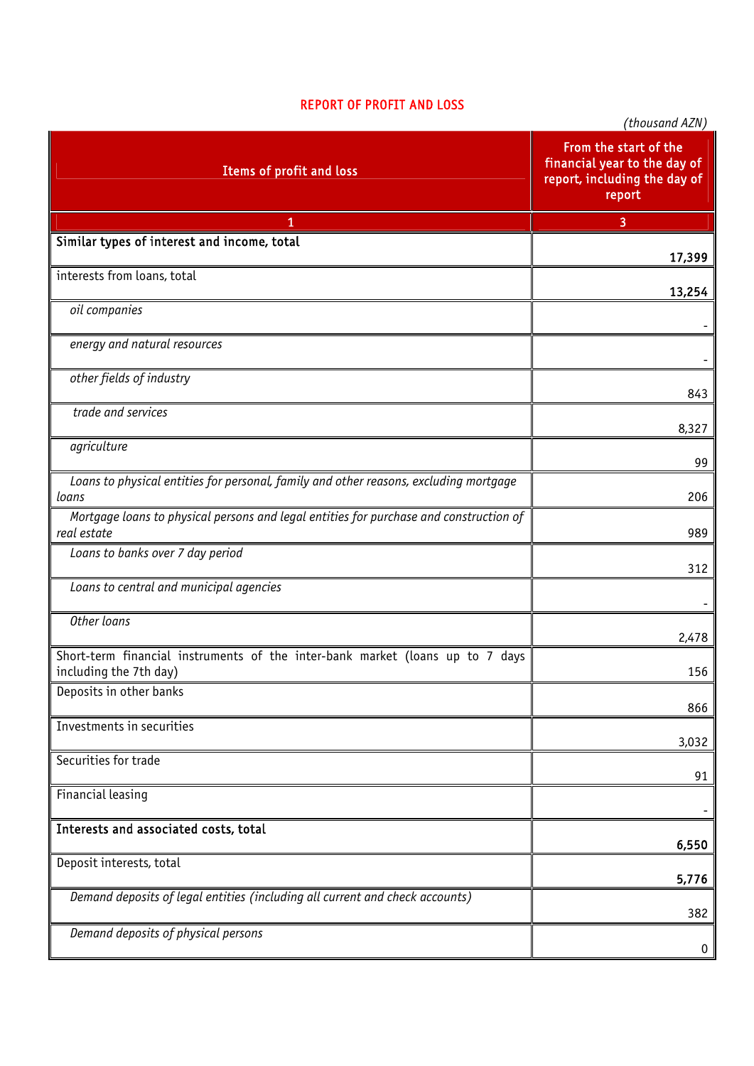# REPORT OF PROFIT AND LOSS

(thousand AZN)

| Items of profit and loss | From the start of the financial year to the day of report, including the day of report |
|---|---|
| 1 | 3 |
| **Similar types of interest and income, total** | **17,399** |
| interests from loans, total | **13,254** |
| *oil companies* | - |
| *energy and natural resources* | - |
| *other fields of industry* | 843 |
| *trade and services* | 8,327 |
| *agriculture* | 99 |
| *Loans to physical entities for personal, family and other reasons, excluding mortgage loans* | 206 |
| *Mortgage loans to physical persons and legal entities for purchase and construction of real estate* | 989 |
| *Loans to banks over 7 day period* | 312 |
| *Loans to central and municipal agencies* | - |
| *Other loans* | 2,478 |
| Short-term financial instruments of the inter-bank market (loans up to 7 days including the 7th day) | 156 |
| Deposits in other banks | 866 |
| Investments in securities | 3,032 |
| Securities for trade | 91 |
| Financial leasing | - |
| **Interests and associated costs, total** | **6,550** |
| Deposit interests, total | **5,776** |
| *Demand deposits of legal entities (including all current and check accounts)* | 382 |
| *Demand deposits of physical persons* | 0 |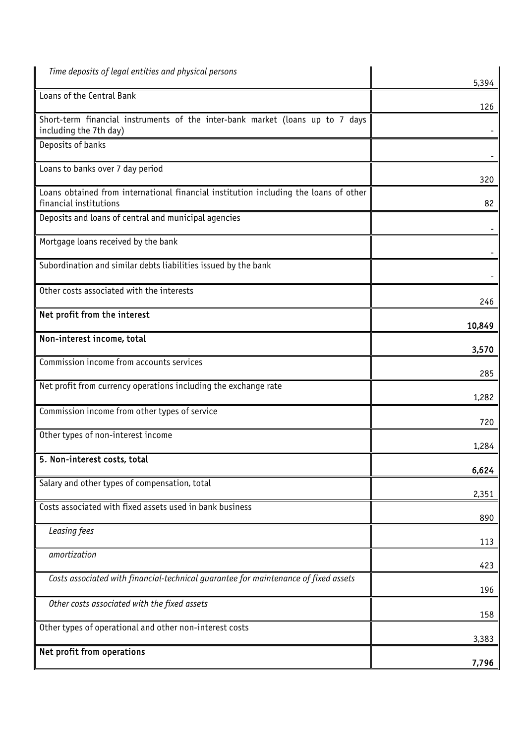| | |
|---|---|
| *Time deposits of legal entities and physical persons* | 5,394 |
| Loans of the Central Bank | 126 |
| Short-term financial instruments of the inter-bank market (loans up to 7 days including the 7th day) | - |
| Deposits of banks | - |
| Loans to banks over 7 day period | 320 |
| Loans obtained from international financial institution including the loans of other financial institutions | 82 |
| Deposits and loans of central and municipal agencies | - |
| Mortgage loans received by the bank | - |
| Subordination and similar debts liabilities issued by the bank | - |
| Other costs associated with the interests | 246 |
| **Net profit from the interest** | **10,849** |
| **Non-interest income, total** | **3,570** |
| Commission income from accounts services | 285 |
| Net profit from currency operations including the exchange rate | 1,282 |
| Commission income from other types of service | 720 |
| Other types of non-interest income | 1,284 |
| **5. Non-interest costs, total** | **6,624** |
| Salary and other types of compensation, total | 2,351 |
| Costs associated with fixed assets used in bank business | 890 |
| *Leasing fees* | 113 |
| *amortization* | 423 |
| *Costs associated with financial-technical guarantee for maintenance of fixed assets* | 196 |
| *Other costs associated with the fixed assets* | 158 |
| Other types of operational and other non-interest costs | 3,383 |
| **Net profit from operations** | **7,796** |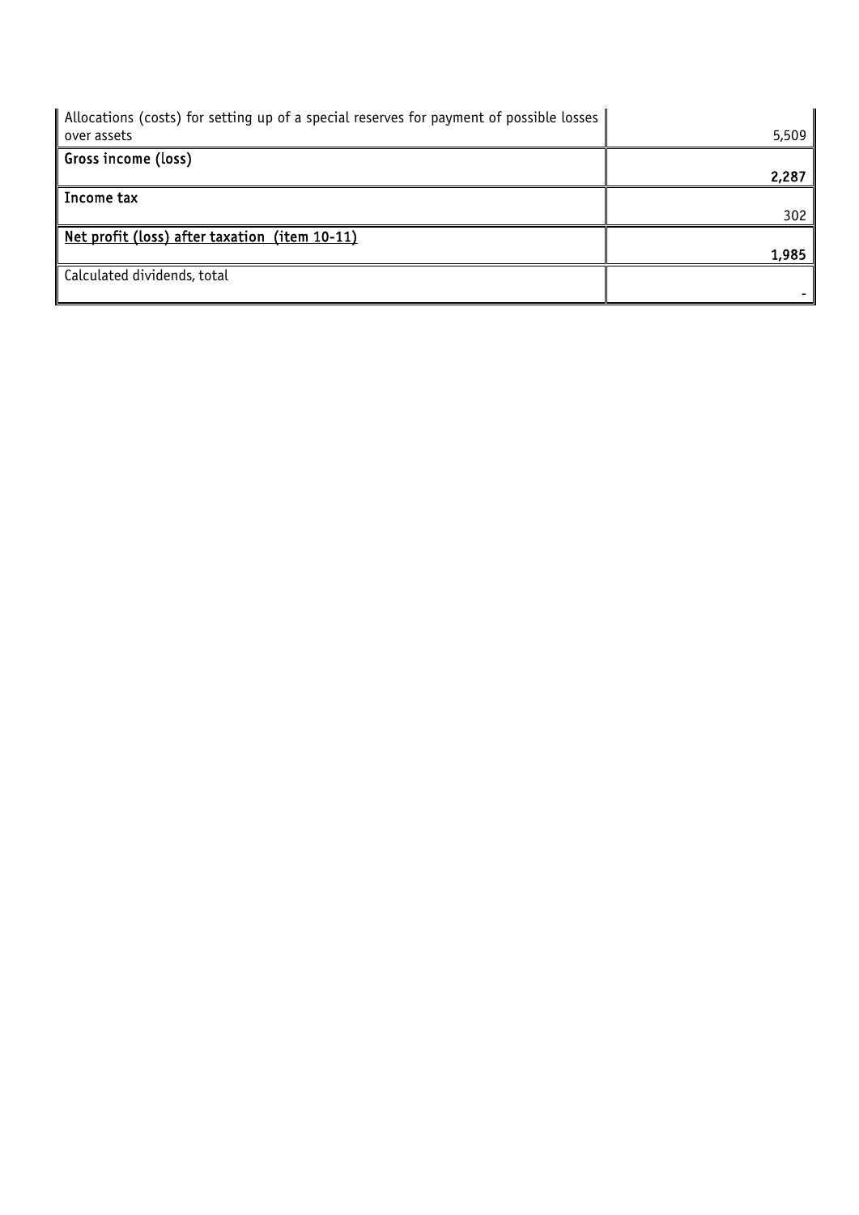| | |
|---|---|
| Allocations (costs) for setting up of a special reserves for payment of possible losses over assets | 5,509 |
| **Gross income (loss)** | **2,287** |
| **Income tax** | 302 |
| **Net profit (loss) after taxation (item 10-11)** | **1,985** |
| Calculated dividends, total | - |